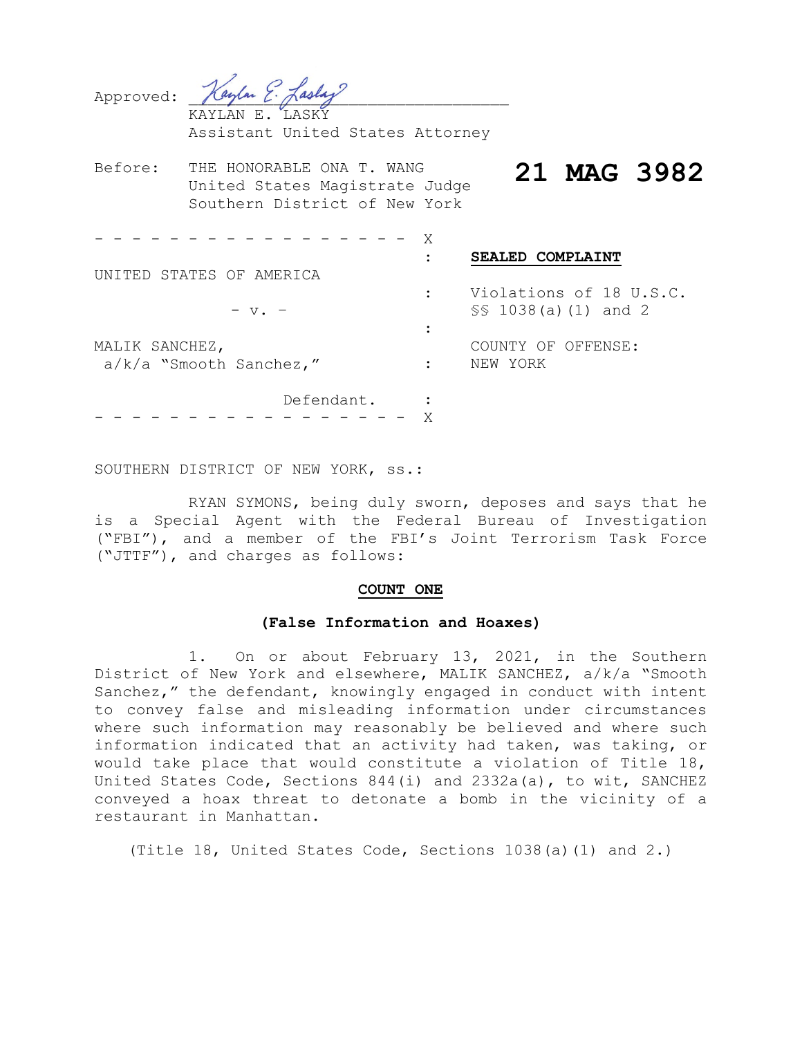Approved: ~~Kaylan E. Lasky~~

KAYLAN E. LASKY
Assistant United States Attorney

Before: THE HONORABLE ONA T. WANG
United States Magistrate Judge
Southern District of New York

**21 MAG 3982**

| | |
|---|---|
| UNITED STATES OF AMERICA | **SEALED COMPLAINT** |
| - v. - | Violations of 18 U.S.C. §§ 1038(a)(1) and 2 |
| MALIK SANCHEZ, a/k/a "Smooth Sanchez," | COUNTY OF OFFENSE: NEW YORK |
| Defendant. | |

SOUTHERN DISTRICT OF NEW YORK, ss.:

RYAN SYMONS, being duly sworn, deposes and says that he is a Special Agent with the Federal Bureau of Investigation ("FBI"), and a member of the FBI's Joint Terrorism Task Force ("JTTF"), and charges as follows:

**COUNT ONE**

**(False Information and Hoaxes)**

1. On or about February 13, 2021, in the Southern District of New York and elsewhere, MALIK SANCHEZ, a/k/a "Smooth Sanchez," the defendant, knowingly engaged in conduct with intent to convey false and misleading information under circumstances where such information may reasonably be believed and where such information indicated that an activity had taken, was taking, or would take place that would constitute a violation of Title 18, United States Code, Sections 844(i) and 2332a(a), to wit, SANCHEZ conveyed a hoax threat to detonate a bomb in the vicinity of a restaurant in Manhattan.

(Title 18, United States Code, Sections 1038(a)(1) and 2.)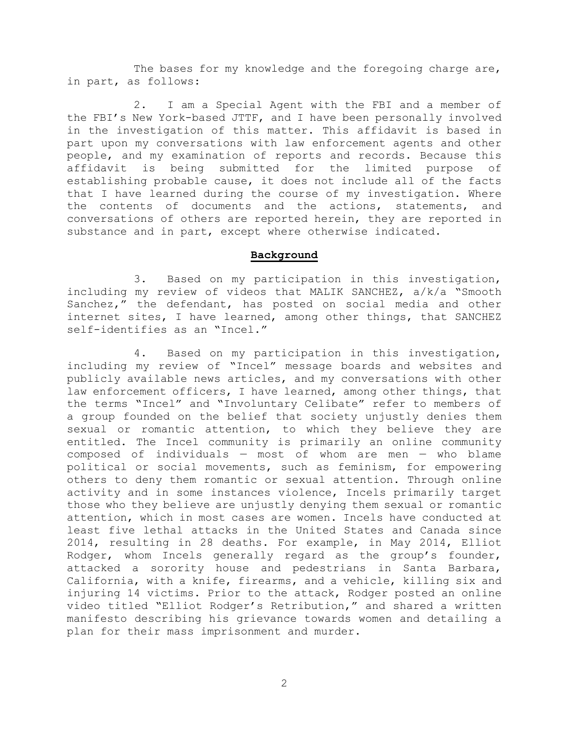The bases for my knowledge and the foregoing charge are, in part, as follows:

2. I am a Special Agent with the FBI and a member of the FBI's New York-based JTTF, and I have been personally involved in the investigation of this matter. This affidavit is based in part upon my conversations with law enforcement agents and other people, and my examination of reports and records. Because this affidavit is being submitted for the limited purpose of establishing probable cause, it does not include all of the facts that I have learned during the course of my investigation. Where the contents of documents and the actions, statements, and conversations of others are reported herein, they are reported in substance and in part, except where otherwise indicated.

## **Background**

3. Based on my participation in this investigation, including my review of videos that MALIK SANCHEZ, a/k/a "Smooth Sanchez," the defendant, has posted on social media and other internet sites, I have learned, among other things, that SANCHEZ self-identifies as an "Incel."

4. Based on my participation in this investigation, including my review of "Incel" message boards and websites and publicly available news articles, and my conversations with other law enforcement officers, I have learned, among other things, that the terms "Incel" and "Involuntary Celibate" refer to members of a group founded on the belief that society unjustly denies them sexual or romantic attention, to which they believe they are entitled. The Incel community is primarily an online community composed of individuals — most of whom are men — who blame political or social movements, such as feminism, for empowering others to deny them romantic or sexual attention. Through online activity and in some instances violence, Incels primarily target those who they believe are unjustly denying them sexual or romantic attention, which in most cases are women. Incels have conducted at least five lethal attacks in the United States and Canada since 2014, resulting in 28 deaths. For example, in May 2014, Elliot Rodger, whom Incels generally regard as the group's founder, attacked a sorority house and pedestrians in Santa Barbara, California, with a knife, firearms, and a vehicle, killing six and injuring 14 victims. Prior to the attack, Rodger posted an online video titled "Elliot Rodger's Retribution," and shared a written manifesto describing his grievance towards women and detailing a plan for their mass imprisonment and murder.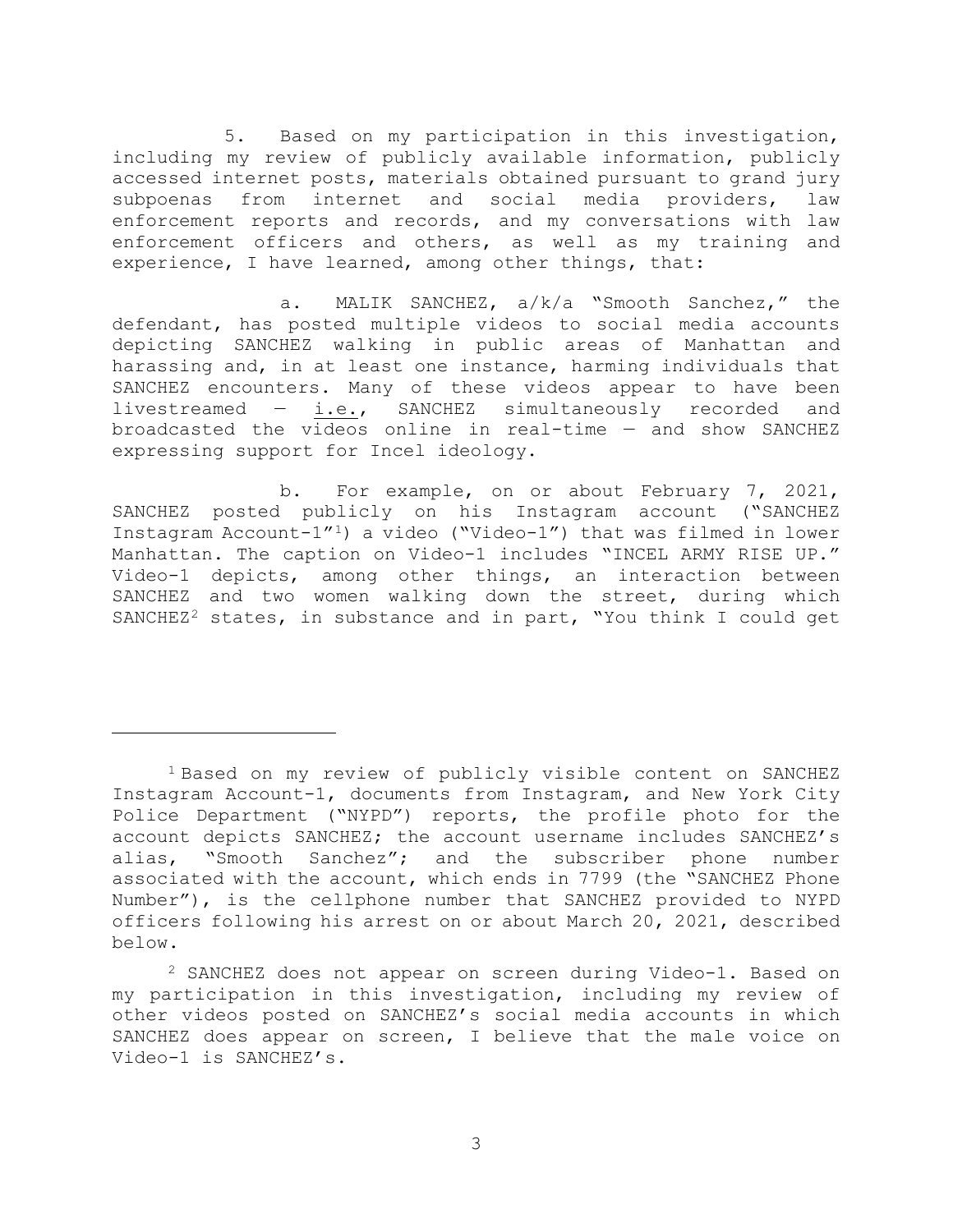5. Based on my participation in this investigation, including my review of publicly available information, publicly accessed internet posts, materials obtained pursuant to grand jury subpoenas from internet and social media providers, law enforcement reports and records, and my conversations with law enforcement officers and others, as well as my training and experience, I have learned, among other things, that:

a. MALIK SANCHEZ, a/k/a "Smooth Sanchez," the defendant, has posted multiple videos to social media accounts depicting SANCHEZ walking in public areas of Manhattan and harassing and, in at least one instance, harming individuals that SANCHEZ encounters. Many of these videos appear to have been livestreamed — i.e., SANCHEZ simultaneously recorded and broadcasted the videos online in real-time — and show SANCHEZ expressing support for Incel ideology.

b. For example, on or about February 7, 2021, SANCHEZ posted publicly on his Instagram account ("SANCHEZ Instagram Account-1"[1]) a video ("Video-1") that was filmed in lower Manhattan. The caption on Video-1 includes "INCEL ARMY RISE UP." Video-1 depicts, among other things, an interaction between SANCHEZ and two women walking down the street, during which SANCHEZ[2] states, in substance and in part, "You think I could get

---

[1] Based on my review of publicly visible content on SANCHEZ Instagram Account-1, documents from Instagram, and New York City Police Department ("NYPD") reports, the profile photo for the account depicts SANCHEZ; the account username includes SANCHEZ's alias, "Smooth Sanchez"; and the subscriber phone number associated with the account, which ends in 7799 (the "SANCHEZ Phone Number"), is the cellphone number that SANCHEZ provided to NYPD officers following his arrest on or about March 20, 2021, described below.

[2] SANCHEZ does not appear on screen during Video-1. Based on my participation in this investigation, including my review of other videos posted on SANCHEZ's social media accounts in which SANCHEZ does appear on screen, I believe that the male voice on Video-1 is SANCHEZ's.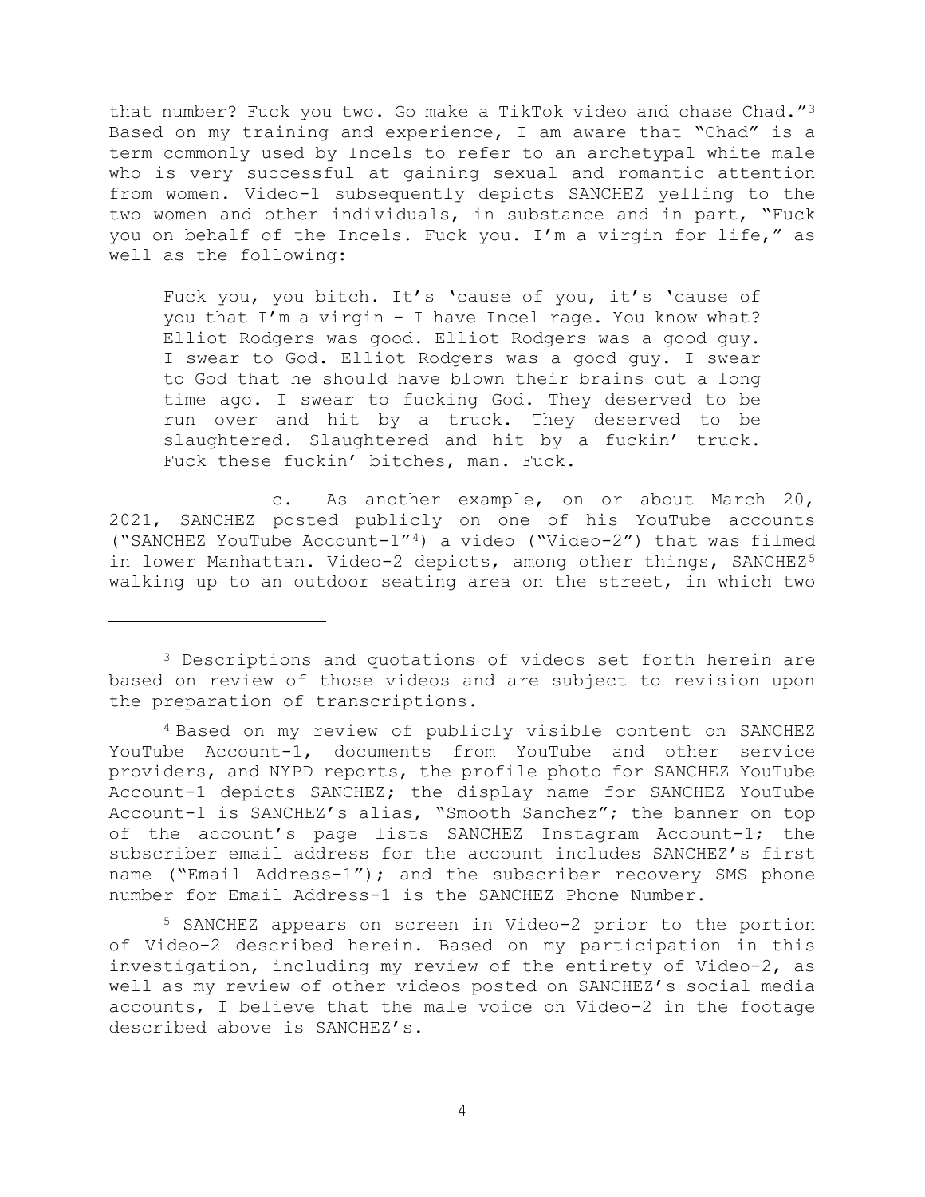that number? Fuck you two. Go make a TikTok video and chase Chad."[3] Based on my training and experience, I am aware that "Chad" is a term commonly used by Incels to refer to an archetypal white male who is very successful at gaining sexual and romantic attention from women. Video-1 subsequently depicts SANCHEZ yelling to the two women and other individuals, in substance and in part, "Fuck you on behalf of the Incels. Fuck you. I'm a virgin for life," as well as the following:

> Fuck you, you bitch. It's 'cause of you, it's 'cause of you that I'm a virgin - I have Incel rage. You know what? Elliot Rodgers was good. Elliot Rodgers was a good guy. I swear to God. Elliot Rodgers was a good guy. I swear to God that he should have blown their brains out a long time ago. I swear to fucking God. They deserved to be run over and hit by a truck. They deserved to be slaughtered. Slaughtered and hit by a fuckin' truck. Fuck these fuckin' bitches, man. Fuck.

c. As another example, on or about March 20, 2021, SANCHEZ posted publicly on one of his YouTube accounts ("SANCHEZ YouTube Account-1"[4]) a video ("Video-2") that was filmed in lower Manhattan. Video-2 depicts, among other things, SANCHEZ[5] walking up to an outdoor seating area on the street, in which two

---

[3] Descriptions and quotations of videos set forth herein are based on review of those videos and are subject to revision upon the preparation of transcriptions.

[4] Based on my review of publicly visible content on SANCHEZ YouTube Account-1, documents from YouTube and other service providers, and NYPD reports, the profile photo for SANCHEZ YouTube Account-1 depicts SANCHEZ; the display name for SANCHEZ YouTube Account-1 is SANCHEZ's alias, "Smooth Sanchez"; the banner on top of the account's page lists SANCHEZ Instagram Account-1; the subscriber email address for the account includes SANCHEZ's first name ("Email Address-1"); and the subscriber recovery SMS phone number for Email Address-1 is the SANCHEZ Phone Number.

[5] SANCHEZ appears on screen in Video-2 prior to the portion of Video-2 described herein. Based on my participation in this investigation, including my review of the entirety of Video-2, as well as my review of other videos posted on SANCHEZ's social media accounts, I believe that the male voice on Video-2 in the footage described above is SANCHEZ's.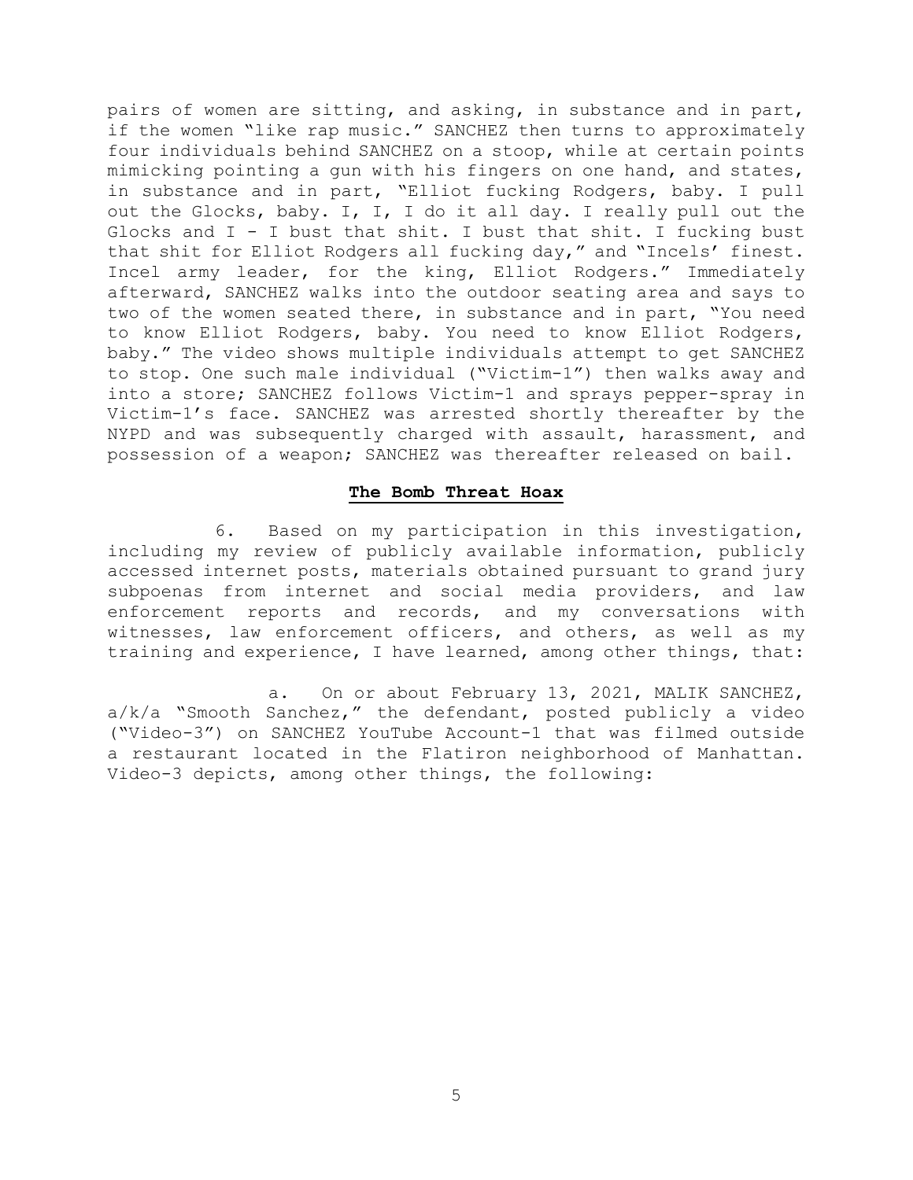pairs of women are sitting, and asking, in substance and in part, if the women "like rap music." SANCHEZ then turns to approximately four individuals behind SANCHEZ on a stoop, while at certain points mimicking pointing a gun with his fingers on one hand, and states, in substance and in part, "Elliot fucking Rodgers, baby. I pull out the Glocks, baby. I, I, I do it all day. I really pull out the Glocks and I - I bust that shit. I bust that shit. I fucking bust that shit for Elliot Rodgers all fucking day," and "Incels' finest. Incel army leader, for the king, Elliot Rodgers." Immediately afterward, SANCHEZ walks into the outdoor seating area and says to two of the women seated there, in substance and in part, "You need to know Elliot Rodgers, baby. You need to know Elliot Rodgers, baby." The video shows multiple individuals attempt to get SANCHEZ to stop. One such male individual ("Victim-1") then walks away and into a store; SANCHEZ follows Victim-1 and sprays pepper-spray in Victim-1's face. SANCHEZ was arrested shortly thereafter by the NYPD and was subsequently charged with assault, harassment, and possession of a weapon; SANCHEZ was thereafter released on bail.

## The Bomb Threat Hoax

6. Based on my participation in this investigation, including my review of publicly available information, publicly accessed internet posts, materials obtained pursuant to grand jury subpoenas from internet and social media providers, and law enforcement reports and records, and my conversations with witnesses, law enforcement officers, and others, as well as my training and experience, I have learned, among other things, that:

a. On or about February 13, 2021, MALIK SANCHEZ, a/k/a "Smooth Sanchez," the defendant, posted publicly a video ("Video-3") on SANCHEZ YouTube Account-1 that was filmed outside a restaurant located in the Flatiron neighborhood of Manhattan. Video-3 depicts, among other things, the following: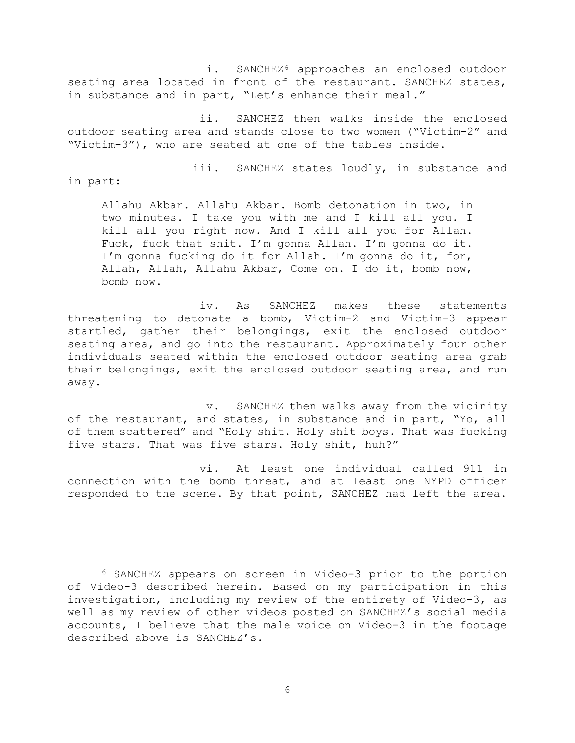i. SANCHEZ[6] approaches an enclosed outdoor seating area located in front of the restaurant. SANCHEZ states, in substance and in part, "Let's enhance their meal."

ii. SANCHEZ then walks inside the enclosed outdoor seating area and stands close to two women ("Victim-2" and "Victim-3"), who are seated at one of the tables inside.

iii. SANCHEZ states loudly, in substance and in part:

> Allahu Akbar. Allahu Akbar. Bomb detonation in two, in two minutes. I take you with me and I kill all you. I kill all you right now. And I kill all you for Allah. Fuck, fuck that shit. I'm gonna Allah. I'm gonna do it. I'm gonna fucking do it for Allah. I'm gonna do it, for, Allah, Allah, Allahu Akbar, Come on. I do it, bomb now, bomb now.

iv. As SANCHEZ makes these statements threatening to detonate a bomb, Victim-2 and Victim-3 appear startled, gather their belongings, exit the enclosed outdoor seating area, and go into the restaurant. Approximately four other individuals seated within the enclosed outdoor seating area grab their belongings, exit the enclosed outdoor seating area, and run away.

v. SANCHEZ then walks away from the vicinity of the restaurant, and states, in substance and in part, "Yo, all of them scattered" and "Holy shit. Holy shit boys. That was fucking five stars. That was five stars. Holy shit, huh?"

vi. At least one individual called 911 in connection with the bomb threat, and at least one NYPD officer responded to the scene. By that point, SANCHEZ had left the area.

---

[6] SANCHEZ appears on screen in Video-3 prior to the portion of Video-3 described herein. Based on my participation in this investigation, including my review of the entirety of Video-3, as well as my review of other videos posted on SANCHEZ's social media accounts, I believe that the male voice on Video-3 in the footage described above is SANCHEZ's.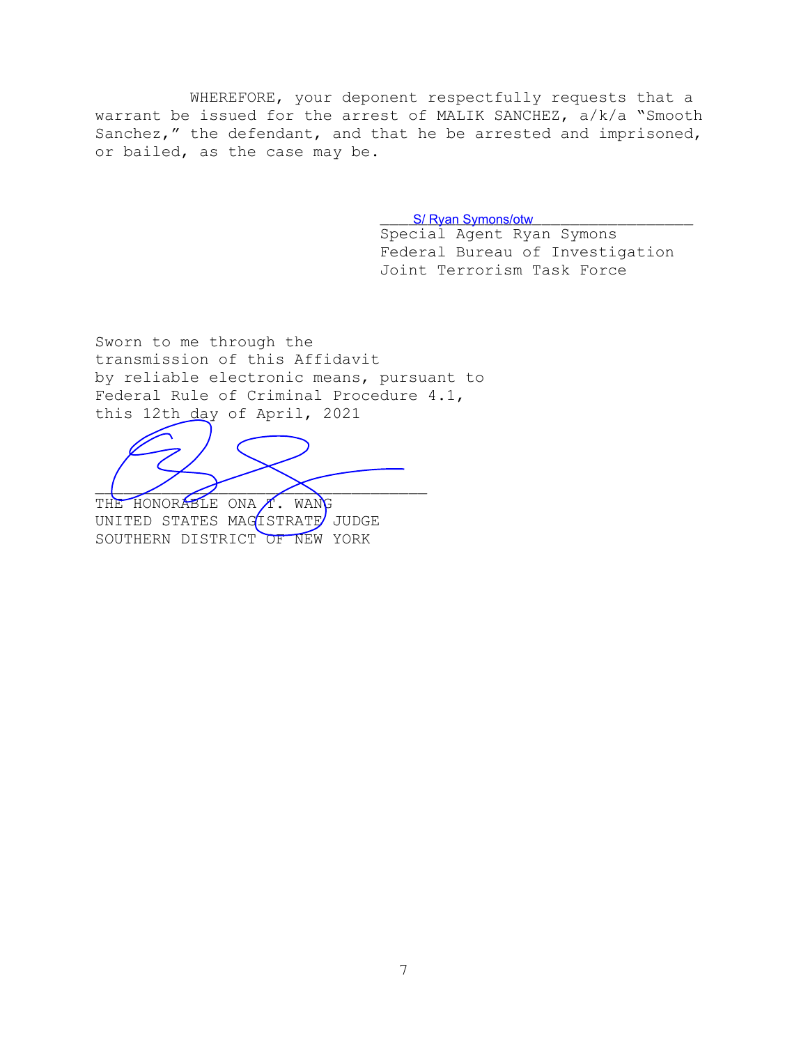WHEREFORE, your deponent respectfully requests that a warrant be issued for the arrest of MALIK SANCHEZ, a/k/a "Smooth Sanchez," the defendant, and that he be arrested and imprisoned, or bailed, as the case may be.

S/ Ryan Symons/otw

Special Agent Ryan Symons
Federal Bureau of Investigation
Joint Terrorism Task Force

Sworn to me through the transmission of this Affidavit by reliable electronic means, pursuant to Federal Rule of Criminal Procedure 4.1, this 12th day of April, 2021

THE HONORABLE ONA T. WANG
UNITED STATES MAGISTRATE JUDGE
SOUTHERN DISTRICT OF NEW YORK